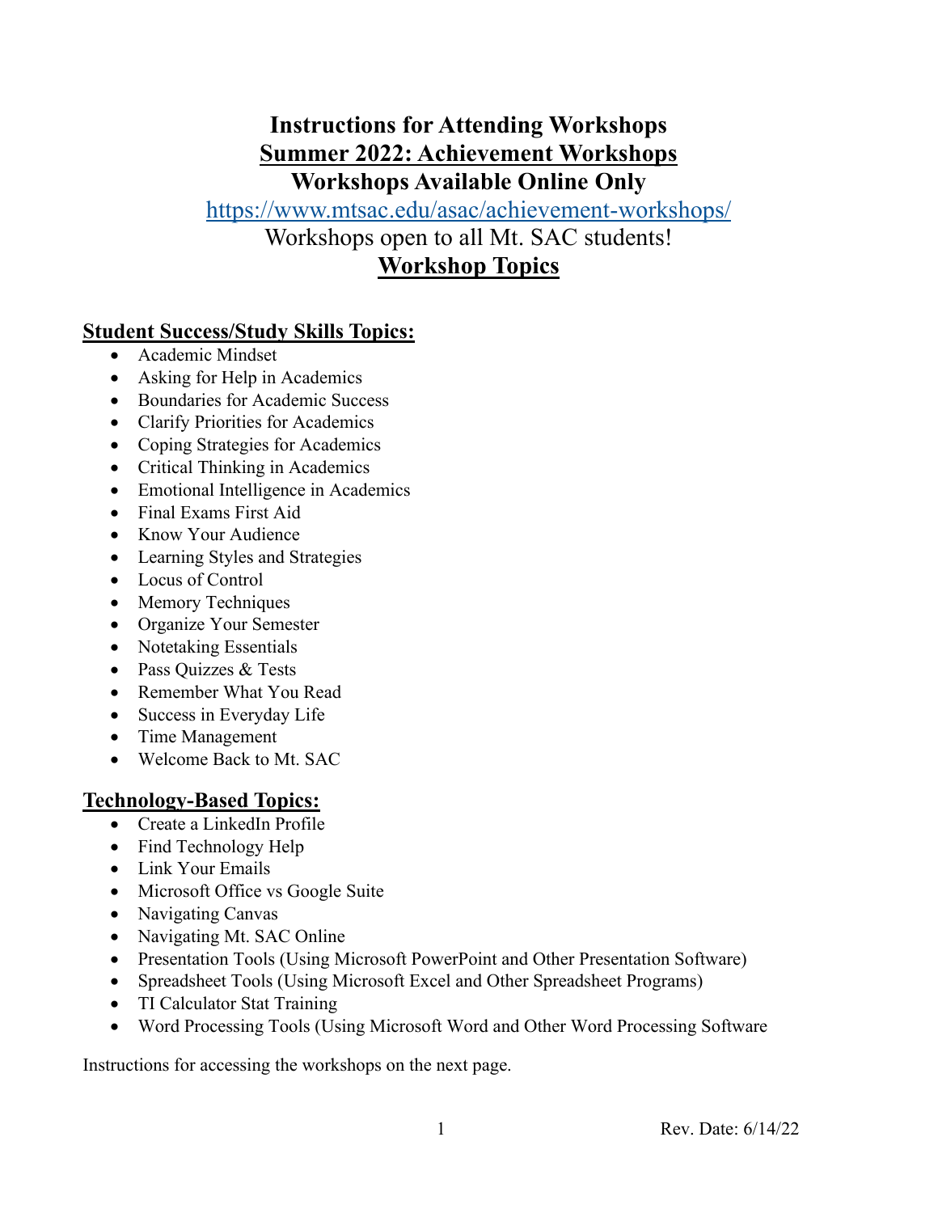# Instructions for Attending Workshops

## Summer 2022: Achievement Workshops

## Workshops Available Online Only

https://www.mtsac.edu/asac/achievement-workshops/

Workshops open to all Mt. SAC students!

## Workshop Topics

### Student Success/Study Skills Topics:

- Academic Mindset
- Asking for Help in Academics
- Boundaries for Academic Success
- Clarify Priorities for Academics
- Coping Strategies for Academics
- Critical Thinking in Academics
- Emotional Intelligence in Academics
- Final Exams First Aid
- Know Your Audience
- Learning Styles and Strategies
- Locus of Control
- Memory Techniques
- Organize Your Semester
- Notetaking Essentials
- Pass Quizzes & Tests
- Remember What You Read
- Success in Everyday Life
- Time Management
- Welcome Back to Mt. SAC

### Technology-Based Topics:

- Create a LinkedIn Profile
- Find Technology Help
- Link Your Emails
- Microsoft Office vs Google Suite
- Navigating Canvas
- Navigating Mt. SAC Online
- Presentation Tools (Using Microsoft PowerPoint and Other Presentation Software)
- Spreadsheet Tools (Using Microsoft Excel and Other Spreadsheet Programs)
- TI Calculator Stat Training
- Word Processing Tools (Using Microsoft Word and Other Word Processing Software

Instructions for accessing the workshops on the next page.

Rev. Date: 6/14/22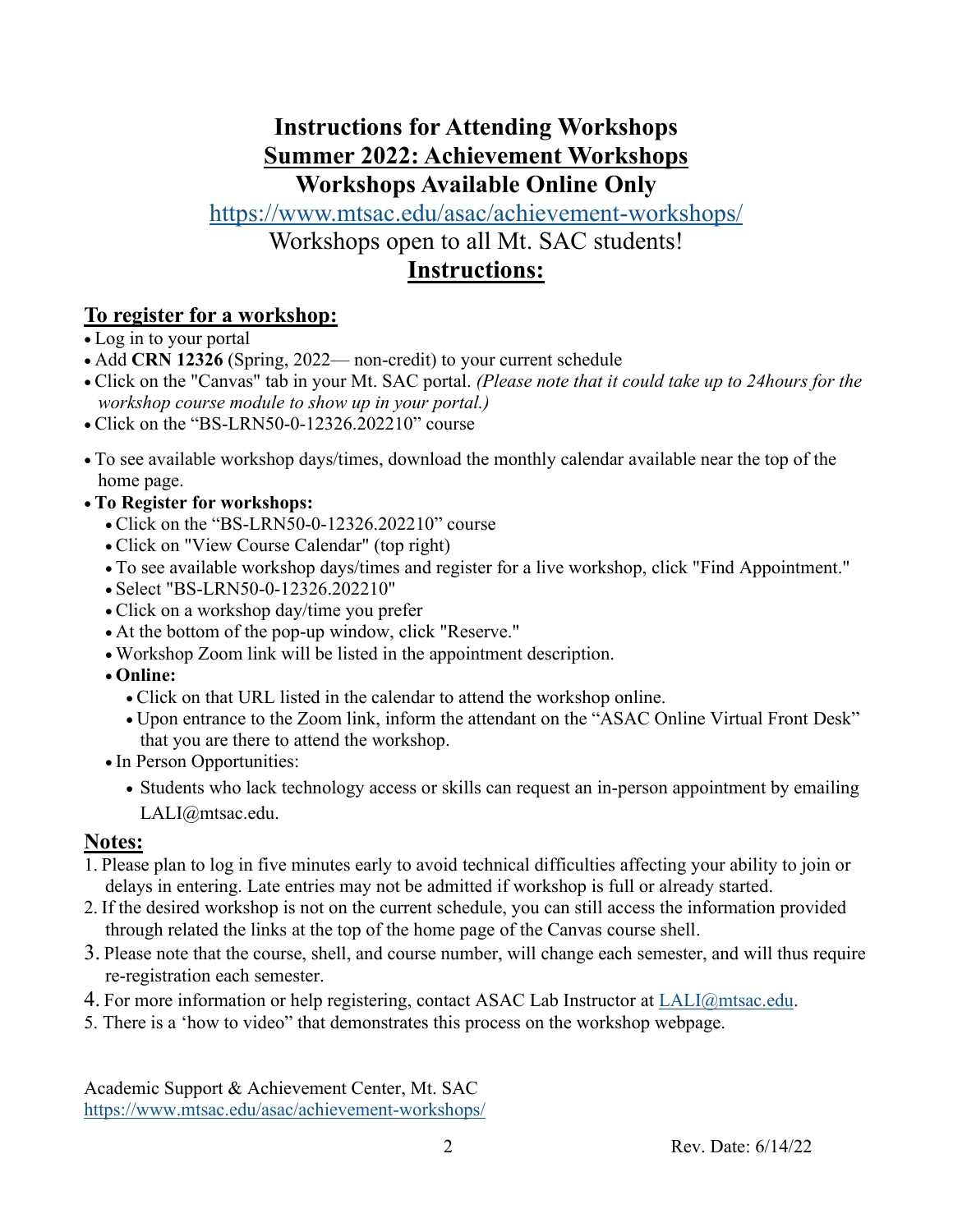# Instructions for Attending Workshops

## Summer 2022: Achievement Workshops

## Workshops Available Online Only

[https://www.mtsac.edu/asac/achievement-workshops/](https://www.mtsac.edu/asac/achievement-workshops/)

Workshops open to all Mt. SAC students!

## Instructions:

### To register for a workshop:

- Log in to your portal
- Add **CRN 12326** (Spring, 2022— non-credit) to your current schedule
- Click on the "Canvas" tab in your Mt. SAC portal. *(Please note that it could take up to 24hours for the workshop course module to show up in your portal.)*
- Click on the "BS-LRN50-0-12326.202210" course
- To see available workshop days/times, download the monthly calendar available near the top of the home page.
- **To Register for workshops:**
  - Click on the "BS-LRN50-0-12326.202210" course
  - Click on "View Course Calendar" (top right)
  - To see available workshop days/times and register for a live workshop, click "Find Appointment."
  - Select "BS-LRN50-0-12326.202210"
  - Click on a workshop day/time you prefer
  - At the bottom of the pop-up window, click "Reserve."
  - Workshop Zoom link will be listed in the appointment description.
  - **Online:**
    - Click on that URL listed in the calendar to attend the workshop online.
    - Upon entrance to the Zoom link, inform the attendant on the "ASAC Online Virtual Front Desk" that you are there to attend the workshop.
  - In Person Opportunities:
    - Students who lack technology access or skills can request an in-person appointment by emailing LALI@mtsac.edu.

### Notes:

1. Please plan to log in five minutes early to avoid technical difficulties affecting your ability to join or delays in entering. Late entries may not be admitted if workshop is full or already started.
2. If the desired workshop is not on the current schedule, you can still access the information provided through related the links at the top of the home page of the Canvas course shell.
3. Please note that the course, shell, and course number, will change each semester, and will thus require re-registration each semester.
4. For more information or help registering, contact ASAC Lab Instructor at [LALI@mtsac.edu](mailto:LALI@mtsac.edu).
5. There is a 'how to video" that demonstrates this process on the workshop webpage.

Academic Support & Achievement Center, Mt. SAC
[https://www.mtsac.edu/asac/achievement-workshops/](https://www.mtsac.edu/asac/achievement-workshops/)

Rev. Date: 6/14/22